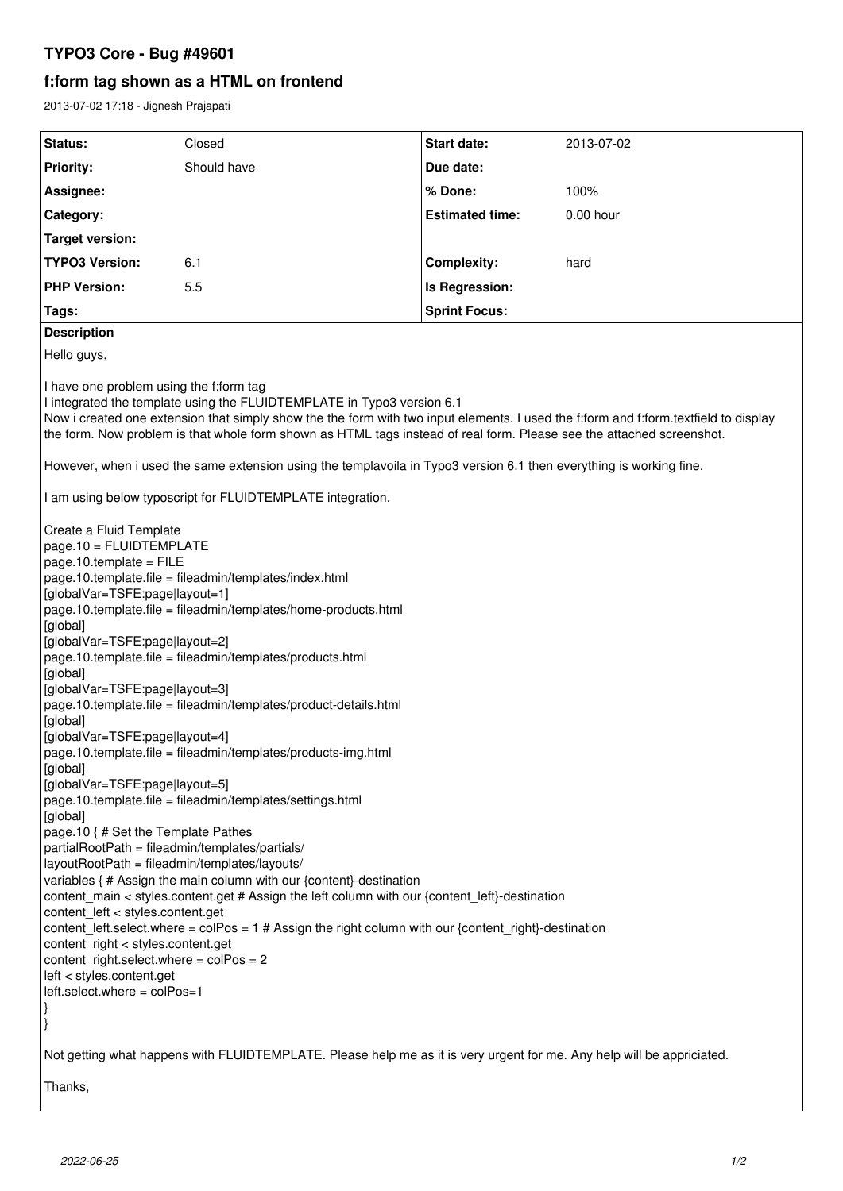# TYPO3 Core - Bug #49601

## f:form tag shown as a HTML on frontend

2013-07-02 17:18 - Jignesh Prajapati

| Status: | Closed | Start date: | 2013-07-02 |
|---|---|---|---|
| Priority: | Should have | Due date: | |
| Assignee: | | % Done: | 100% |
| Category: | | Estimated time: | 0.00 hour |
| Target version: | | | |
| TYPO3 Version: | 6.1 | Complexity: | hard |
| PHP Version: | 5.5 | Is Regression: | |
| Tags: | | Sprint Focus: | |

**Description**

Hello guys,

I have one problem using the f:form tag
I integrated the template using the FLUIDTEMPLATE in Typo3 version 6.1
Now i created one extension that simply show the the form with two input elements. I used the f:form and f:form.textfield to display the form. Now problem is that whole form shown as HTML tags instead of real form. Please see the attached screenshot.

However, when i used the same extension using the templavoila in Typo3 version 6.1 then everything is working fine.

I am using below typoscript for FLUIDTEMPLATE integration.

```
Create a Fluid Template
page.10 = FLUIDTEMPLATE
page.10.template = FILE
page.10.template.file = fileadmin/templates/index.html
[globalVar=TSFE:page|layout=1]
page.10.template.file = fileadmin/templates/home-products.html
[global]
[globalVar=TSFE:page|layout=2]
page.10.template.file = fileadmin/templates/products.html
[global]
[globalVar=TSFE:page|layout=3]
page.10.template.file = fileadmin/templates/product-details.html
[global]
[globalVar=TSFE:page|layout=4]
page.10.template.file = fileadmin/templates/products-img.html
[global]
[globalVar=TSFE:page|layout=5]
page.10.template.file = fileadmin/templates/settings.html
[global]
page.10 { # Set the Template Pathes
partialRootPath = fileadmin/templates/partials/
layoutRootPath = fileadmin/templates/layouts/
variables { # Assign the main column with our {content}-destination
content_main < styles.content.get # Assign the left column with our {content_left}-destination
content_left < styles.content.get
content_left.select.where = colPos = 1 # Assign the right column with our {content_right}-destination
content_right < styles.content.get
content_right.select.where = colPos = 2
left < styles.content.get
left.select.where = colPos=1
}
}
```

Not getting what happens with FLUIDTEMPLATE. Please help me as it is very urgent for me. Any help will be appriciated.

Thanks,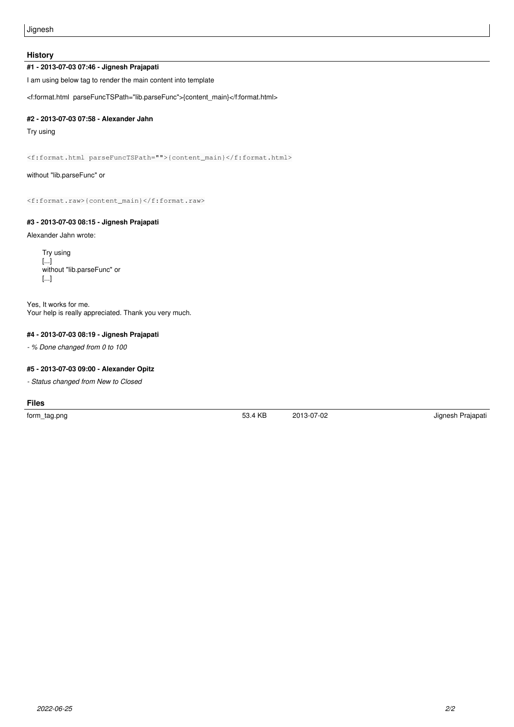Jignesh

## History

### #1 - 2013-07-03 07:46 - Jignesh Prajapati

I am using below tag to render the main content into template

<f:format.html  parseFuncTSPath="lib.parseFunc">{content_main}</f:format.html>

### #2 - 2013-07-03 07:58 - Alexander Jahn

Try using

```
<f:format.html parseFuncTSPath="">{content_main}</f:format.html>
```

without "lib.parseFunc" or

```
<f:format.raw>{content_main}</f:format.raw>
```

### #3 - 2013-07-03 08:15 - Jignesh Prajapati

Alexander Jahn wrote:

> Try using
> [...]
> without "lib.parseFunc" or
> [...]

Yes, It works for me.
Your help is really appreciated. Thank you very much.

### #4 - 2013-07-03 08:19 - Jignesh Prajapati

*- % Done changed from 0 to 100*

### #5 - 2013-07-03 09:00 - Alexander Opitz

*- Status changed from New to Closed*

## Files

| | | | |
|---|---|---|---|
| form_tag.png | 53.4 KB | 2013-07-02 | Jignesh Prajapati |